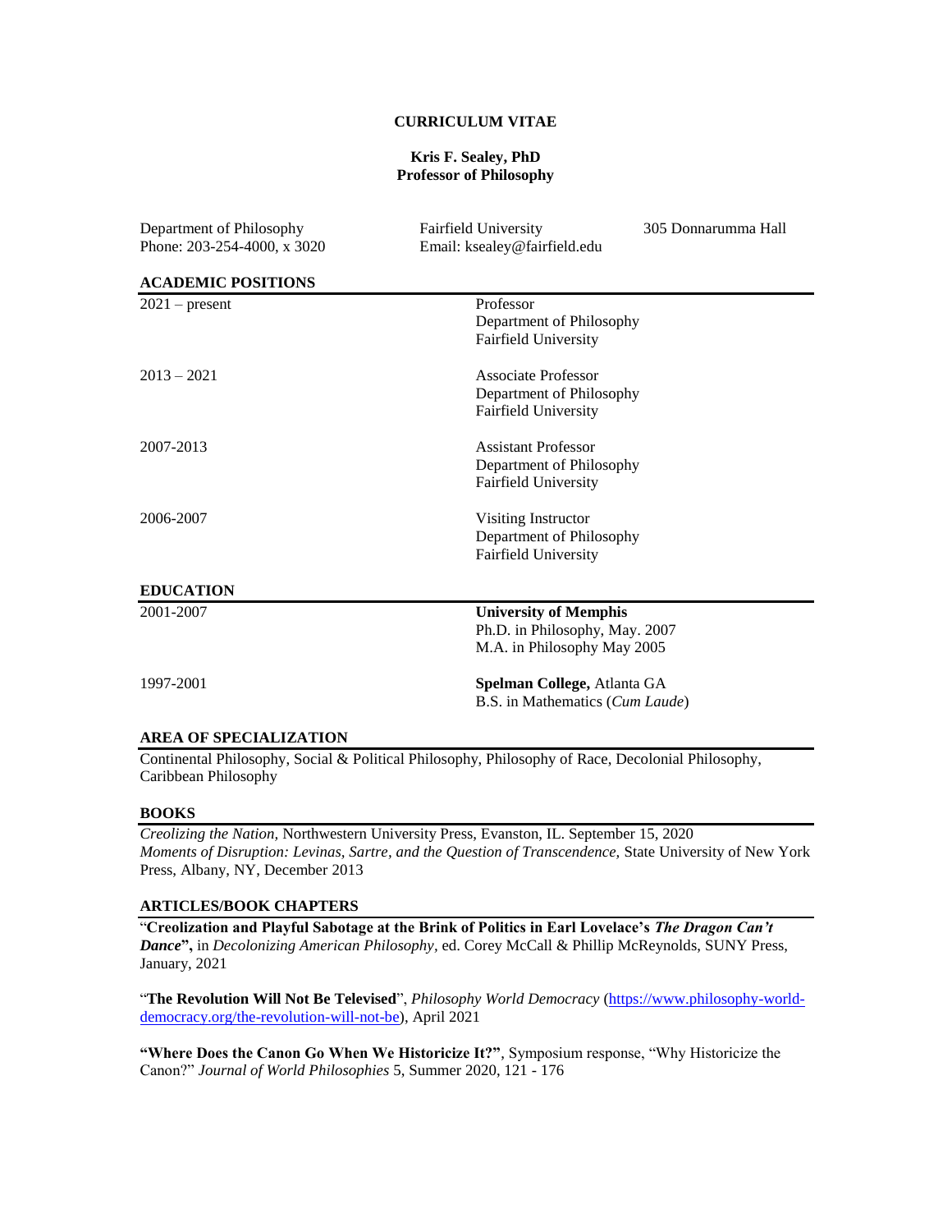# CURRICULUM VITAE

**Kris F. Sealey, PhD**
**Professor of Philosophy**

Department of Philosophy | Fairfield University | 305 Donnarumma Hall
Phone: 203-254-4000, x 3020 | Email: ksealey@fairfield.edu

## ACADEMIC POSITIONS

2021 – present
Professor
Department of Philosophy
Fairfield University

2013 – 2021
Associate Professor
Department of Philosophy
Fairfield University

2007-2013
Assistant Professor
Department of Philosophy
Fairfield University

2006-2007
Visiting Instructor
Department of Philosophy
Fairfield University

## EDUCATION

2001-2007
**University of Memphis**
Ph.D. in Philosophy, May. 2007
M.A. in Philosophy May 2005

1997-2001
**Spelman College,** Atlanta GA
B.S. in Mathematics (*Cum Laude*)

## AREA OF SPECIALIZATION

Continental Philosophy, Social & Political Philosophy, Philosophy of Race, Decolonial Philosophy, Caribbean Philosophy

## BOOKS

*Creolizing the Nation,* Northwestern University Press, Evanston, IL. September 15, 2020
*Moments of Disruption: Levinas, Sartre, and the Question of Transcendence,* State University of New York Press, Albany, NY, December 2013

## ARTICLES/BOOK CHAPTERS

"**Creolization and Playful Sabotage at the Brink of Politics in Earl Lovelace's *The Dragon Can't Dance*",** in *Decolonizing American Philosophy*, ed. Corey McCall & Phillip McReynolds, SUNY Press, January, 2021

"**The Revolution Will Not Be Televised**", *Philosophy World Democracy* (https://www.philosophy-world-democracy.org/the-revolution-will-not-be), April 2021

**"Where Does the Canon Go When We Historicize It?"**, Symposium response, "Why Historicize the Canon?" *Journal of World Philosophies* 5, Summer 2020, 121 - 176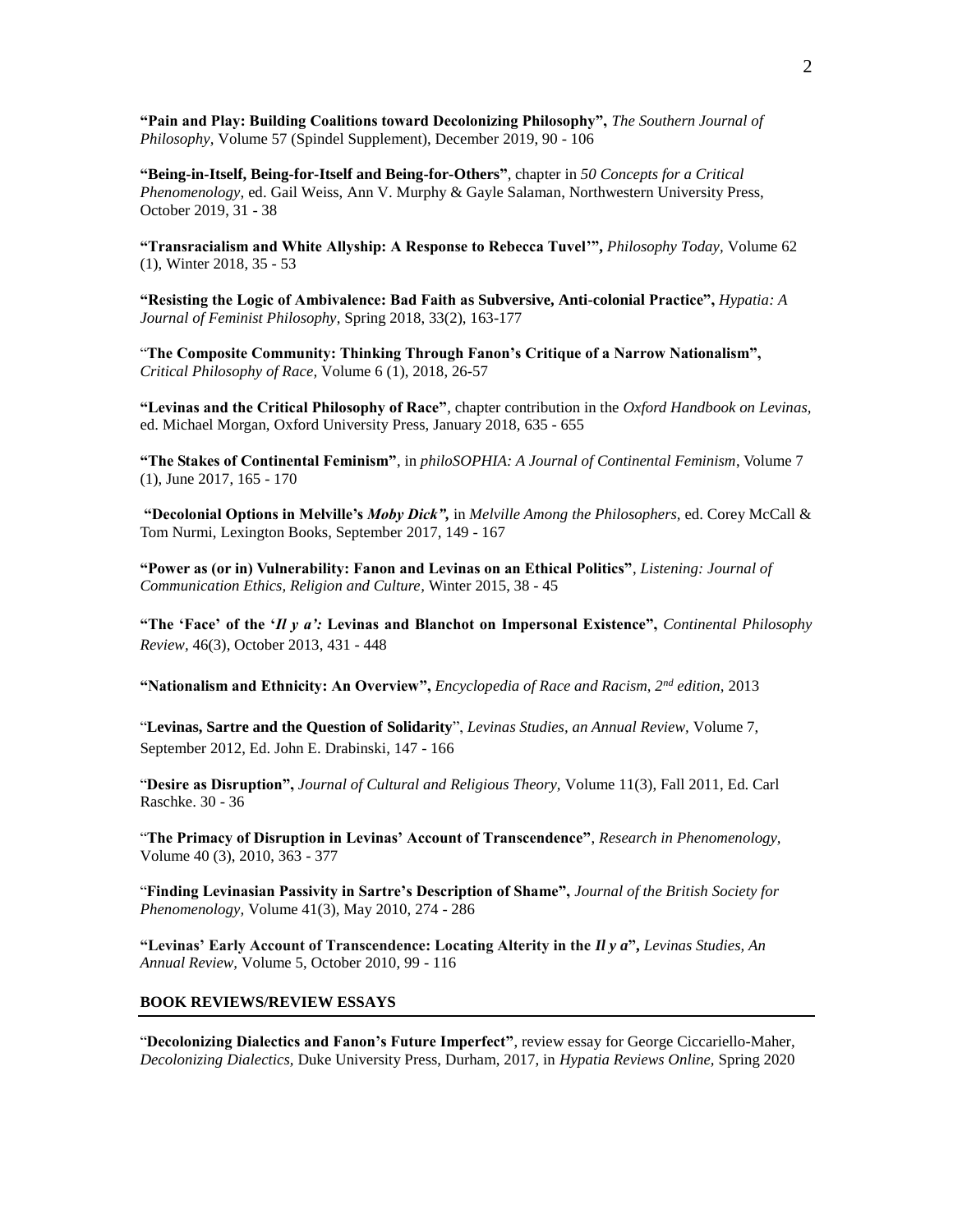**"Pain and Play: Building Coalitions toward Decolonizing Philosophy",** *The Southern Journal of Philosophy,* Volume 57 (Spindel Supplement), December 2019, 90 - 106

**"Being-in-Itself, Being-for-Itself and Being-for-Others"**, chapter in *50 Concepts for a Critical Phenomenology,* ed. Gail Weiss, Ann V. Murphy & Gayle Salaman, Northwestern University Press, October 2019, 31 - 38

**"Transracialism and White Allyship: A Response to Rebecca Tuvel'",** *Philosophy Today,* Volume 62 (1), Winter 2018, 35 - 53

**"Resisting the Logic of Ambivalence: Bad Faith as Subversive, Anti-colonial Practice",** *Hypatia: A Journal of Feminist Philosophy,* Spring 2018, 33(2), 163-177

"**The Composite Community: Thinking Through Fanon's Critique of a Narrow Nationalism",** *Critical Philosophy of Race,* Volume 6 (1), 2018, 26-57

**"Levinas and the Critical Philosophy of Race"**, chapter contribution in the *Oxford Handbook on Levinas,* ed. Michael Morgan, Oxford University Press, January 2018, 635 - 655

**"The Stakes of Continental Feminism"**, in *philoSOPHIA: A Journal of Continental Feminism*, Volume 7 (1), June 2017, 165 - 170

**"Decolonial Options in Melville's *Moby Dick",*** in *Melville Among the Philosophers,* ed. Corey McCall & Tom Nurmi, Lexington Books, September 2017, 149 - 167

**"Power as (or in) Vulnerability: Fanon and Levinas on an Ethical Politics"**, *Listening: Journal of Communication Ethics, Religion and Culture,* Winter 2015, 38 - 45

**"The 'Face' of the '*Il y a':* Levinas and Blanchot on Impersonal Existence",** *Continental Philosophy Review,* 46(3), October 2013, 431 - 448

**"Nationalism and Ethnicity: An Overview",** *Encyclopedia of Race and Racism, 2nd edition*, 2013

"**Levinas, Sartre and the Question of Solidarity**", *Levinas Studies, an Annual Review,* Volume 7, September 2012, Ed. John E. Drabinski, 147 - 166

"**Desire as Disruption",** *Journal of Cultural and Religious Theory,* Volume 11(3), Fall 2011, Ed. Carl Raschke. 30 - 36

"**The Primacy of Disruption in Levinas' Account of Transcendence"**, *Research in Phenomenology,* Volume 40 (3), 2010, 363 - 377

"**Finding Levinasian Passivity in Sartre's Description of Shame",** *Journal of the British Society for Phenomenology,* Volume 41(3), May 2010, 274 - 286

**"Levinas' Early Account of Transcendence: Locating Alterity in the *Il y a*",** *Levinas Studies, An Annual Review,* Volume 5, October 2010, 99 - 116

## BOOK REVIEWS/REVIEW ESSAYS

"**Decolonizing Dialectics and Fanon's Future Imperfect"**, review essay for George Ciccariello-Maher, *Decolonizing Dialectics,* Duke University Press, Durham, 2017, in *Hypatia Reviews Online,* Spring 2020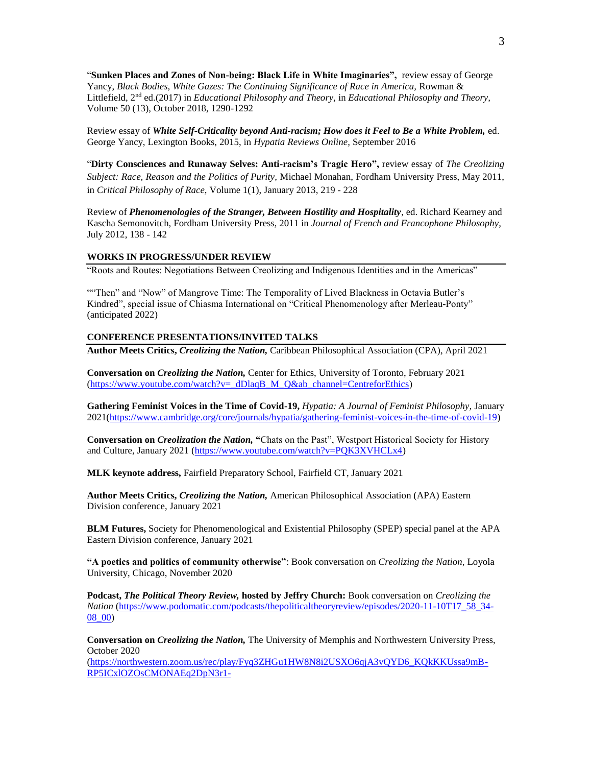"**Sunken Places and Zones of Non-being: Black Life in White Imaginaries",** review essay of George Yancy, *Black Bodies, White Gazes: The Continuing Significance of Race in America,* Rowman & Littlefield, 2nd ed.(2017) in *Educational Philosophy and Theory,* in *Educational Philosophy and Theory,* Volume 50 (13), October 2018, 1290-1292

Review essay of ***White Self-Criticality beyond Anti-racism; How does it Feel to Be a White Problem,*** ed. George Yancy, Lexington Books, 2015, in *Hypatia Reviews Online,* September 2016

"**Dirty Consciences and Runaway Selves: Anti-racism's Tragic Hero",** review essay of *The Creolizing Subject: Race, Reason and the Politics of Purity,* Michael Monahan, Fordham University Press, May 2011, in *Critical Philosophy of Race,* Volume 1(1), January 2013, 219 - 228

Review of ***Phenomenologies of the Stranger, Between Hostility and Hospitality***, ed. Richard Kearney and Kascha Semonovitch, Fordham University Press, 2011 in *Journal of French and Francophone Philosophy,* July 2012, 138 - 142

## WORKS IN PROGRESS/UNDER REVIEW

"Roots and Routes: Negotiations Between Creolizing and Indigenous Identities and in the Americas"

""Then" and "Now" of Mangrove Time: The Temporality of Lived Blackness in Octavia Butler's Kindred", special issue of Chiasma International on "Critical Phenomenology after Merleau-Ponty" (anticipated 2022)

## CONFERENCE PRESENTATIONS/INVITED TALKS

**Author Meets Critics, *Creolizing the Nation,*** Caribbean Philosophical Association (CPA), April 2021

**Conversation on *Creolizing the Nation,*** Center for Ethics, University of Toronto, February 2021 (https://www.youtube.com/watch?v=_dDlaqB_M_Q&ab_channel=CentreforEthics)

**Gathering Feminist Voices in the Time of Covid-19,** *Hypatia: A Journal of Feminist Philosophy,* January 2021(https://www.cambridge.org/core/journals/hypatia/gathering-feminist-voices-in-the-time-of-covid-19)

**Conversation on *Creolization the Nation,* "**Chats on the Past", Westport Historical Society for History and Culture, January 2021 (https://www.youtube.com/watch?v=PQK3XVHCLx4)

**MLK keynote address,** Fairfield Preparatory School, Fairfield CT, January 2021

**Author Meets Critics, *Creolizing the Nation,*** American Philosophical Association (APA) Eastern Division conference, January 2021

**BLM Futures,** Society for Phenomenological and Existential Philosophy (SPEP) special panel at the APA Eastern Division conference, January 2021

**"A poetics and politics of community otherwise"**: Book conversation on *Creolizing the Nation,* Loyola University, Chicago, November 2020

**Podcast, *The Political Theory Review,* hosted by Jeffry Church:** Book conversation on *Creolizing the Nation* (https://www.podomatic.com/podcasts/thepoliticaltheoryreview/episodes/2020-11-10T17_58_34-08_00)

**Conversation on *Creolizing the Nation,*** The University of Memphis and Northwestern University Press, October 2020 (https://northwestern.zoom.us/rec/play/Fyq3ZHGu1HW8N8i2USXO6qjA3vQYD6_KQkKKUssa9mB-RP5ICxlOZOsCMONAEq2DpN3r1-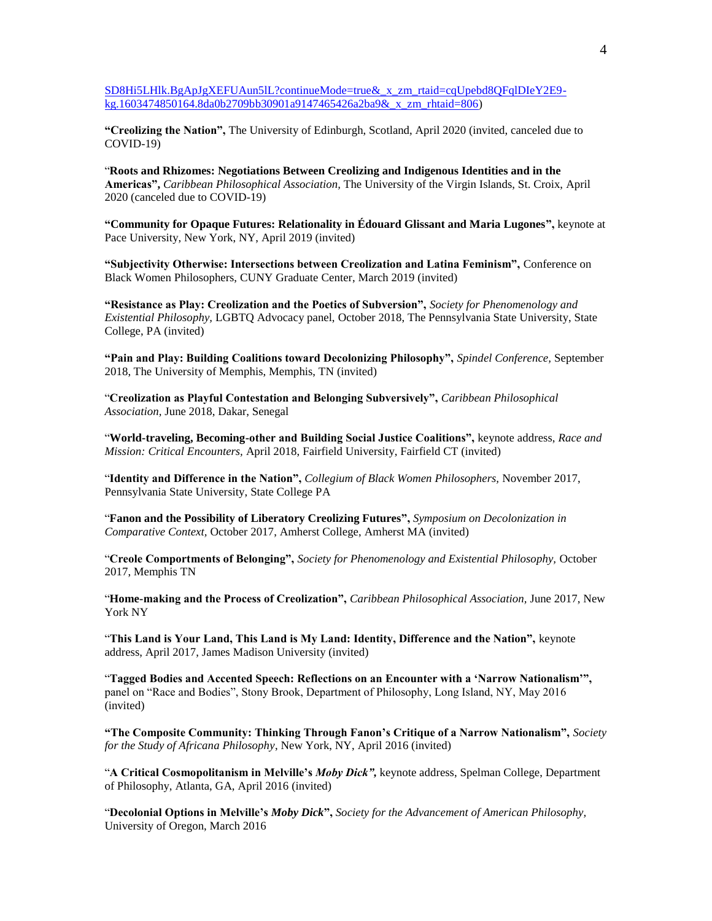SD8Hi5LHlk.BgApJgXEFUAun5lL?continueMode=true&_x_zm_rtaid=cqUpebd8QFqlDIeY2E9-kg.1603474850164.8da0b2709bb30901a9147465426a2ba9&_x_zm_rhtaid=806)

**"Creolizing the Nation",** The University of Edinburgh, Scotland, April 2020 (invited, canceled due to COVID-19)

"**Roots and Rhizomes: Negotiations Between Creolizing and Indigenous Identities and in the Americas",** *Caribbean Philosophical Association,* The University of the Virgin Islands, St. Croix, April 2020 (canceled due to COVID-19)

**"Community for Opaque Futures: Relationality in Édouard Glissant and Maria Lugones",** keynote at Pace University, New York, NY, April 2019 (invited)

**"Subjectivity Otherwise: Intersections between Creolization and Latina Feminism",** Conference on Black Women Philosophers, CUNY Graduate Center, March 2019 (invited)

**"Resistance as Play: Creolization and the Poetics of Subversion",** *Society for Phenomenology and Existential Philosophy,* LGBTQ Advocacy panel, October 2018, The Pennsylvania State University, State College, PA (invited)

**"Pain and Play: Building Coalitions toward Decolonizing Philosophy",** *Spindel Conference,* September 2018, The University of Memphis, Memphis, TN (invited)

"**Creolization as Playful Contestation and Belonging Subversively",** *Caribbean Philosophical Association,* June 2018, Dakar, Senegal

"**World-traveling, Becoming-other and Building Social Justice Coalitions",** keynote address, *Race and Mission: Critical Encounters,* April 2018, Fairfield University, Fairfield CT (invited)

"**Identity and Difference in the Nation",** *Collegium of Black Women Philosophers,* November 2017, Pennsylvania State University, State College PA

"**Fanon and the Possibility of Liberatory Creolizing Futures",** *Symposium on Decolonization in Comparative Context,* October 2017, Amherst College, Amherst MA (invited)

"**Creole Comportments of Belonging",** *Society for Phenomenology and Existential Philosophy,* October 2017, Memphis TN

"**Home-making and the Process of Creolization",** *Caribbean Philosophical Association,* June 2017, New York NY

"**This Land is Your Land, This Land is My Land: Identity, Difference and the Nation",** keynote address, April 2017, James Madison University (invited)

"**Tagged Bodies and Accented Speech: Reflections on an Encounter with a 'Narrow Nationalism'",** panel on "Race and Bodies", Stony Brook, Department of Philosophy, Long Island, NY, May 2016 (invited)

**"The Composite Community: Thinking Through Fanon's Critique of a Narrow Nationalism",** *Society for the Study of Africana Philosophy*, New York, NY, April 2016 (invited)

"**A Critical Cosmopolitanism in Melville's *Moby Dick",*** keynote address, Spelman College, Department of Philosophy, Atlanta, GA, April 2016 (invited)

"**Decolonial Options in Melville's *Moby Dick*",** *Society for the Advancement of American Philosophy,* University of Oregon, March 2016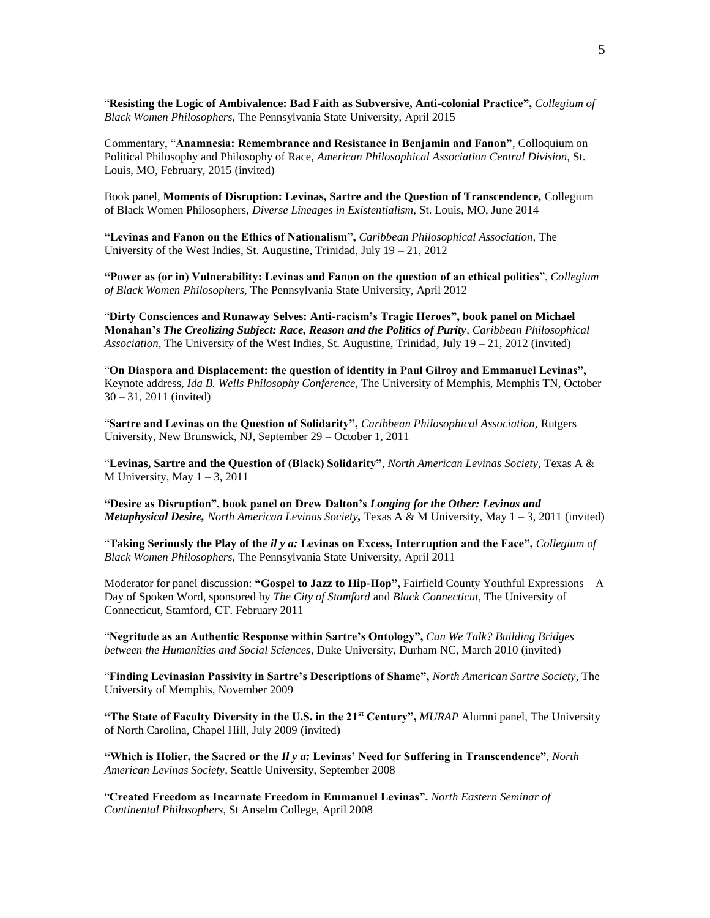"**Resisting the Logic of Ambivalence: Bad Faith as Subversive, Anti-colonial Practice",** *Collegium of Black Women Philosophers,* The Pennsylvania State University, April 2015

Commentary, "**Anamnesia: Remembrance and Resistance in Benjamin and Fanon"**, Colloquium on Political Philosophy and Philosophy of Race, *American Philosophical Association Central Division,* St. Louis, MO, February, 2015 (invited)

Book panel, **Moments of Disruption: Levinas, Sartre and the Question of Transcendence,** Collegium of Black Women Philosophers, *Diverse Lineages in Existentialism,* St. Louis, MO, June 2014

**"Levinas and Fanon on the Ethics of Nationalism",** *Caribbean Philosophical Association,* The University of the West Indies, St. Augustine, Trinidad, July 19 – 21, 2012

**"Power as (or in) Vulnerability: Levinas and Fanon on the question of an ethical politics**", *Collegium of Black Women Philosophers,* The Pennsylvania State University, April 2012

"**Dirty Consciences and Runaway Selves: Anti-racism's Tragic Heroes", book panel on Michael Monahan's *The Creolizing Subject: Race, Reason and the Politics of Purity*,** *Caribbean Philosophical Association,* The University of the West Indies, St. Augustine, Trinidad, July 19 – 21, 2012 (invited)

"**On Diaspora and Displacement: the question of identity in Paul Gilroy and Emmanuel Levinas",** Keynote address, *Ida B. Wells Philosophy Conference,* The University of Memphis, Memphis TN, October 30 – 31, 2011 (invited)

"**Sartre and Levinas on the Question of Solidarity",** *Caribbean Philosophical Association,* Rutgers University, New Brunswick, NJ, September 29 – October 1, 2011

"**Levinas, Sartre and the Question of (Black) Solidarity"**, *North American Levinas Society,* Texas A & M University, May 1 – 3, 2011

**"Desire as Disruption", book panel on Drew Dalton's *Longing for the Other: Levinas and Metaphysical Desire,*** ***North American Levinas Society*****,** Texas A & M University, May 1 – 3, 2011 (invited)

"**Taking Seriously the Play of the *il y a:* Levinas on Excess, Interruption and the Face",** *Collegium of Black Women Philosophers,* The Pennsylvania State University, April 2011

Moderator for panel discussion: **"Gospel to Jazz to Hip-Hop",** Fairfield County Youthful Expressions – A Day of Spoken Word, sponsored by *The City of Stamford* and *Black Connecticut,* The University of Connecticut, Stamford, CT. February 2011

"**Negritude as an Authentic Response within Sartre's Ontology",** *Can We Talk? Building Bridges between the Humanities and Social Sciences,* Duke University, Durham NC, March 2010 (invited)

"**Finding Levinasian Passivity in Sartre's Descriptions of Shame",** *North American Sartre Society,* The University of Memphis, November 2009

**"The State of Faculty Diversity in the U.S. in the 21st Century",** *MURAP* Alumni panel, The University of North Carolina, Chapel Hill, July 2009 (invited)

**"Which is Holier, the Sacred or the *Il y a:* Levinas' Need for Suffering in Transcendence"**, *North American Levinas Society,* Seattle University, September 2008

"**Created Freedom as Incarnate Freedom in Emmanuel Levinas".** *North Eastern Seminar of Continental Philosophers,* St Anselm College, April 2008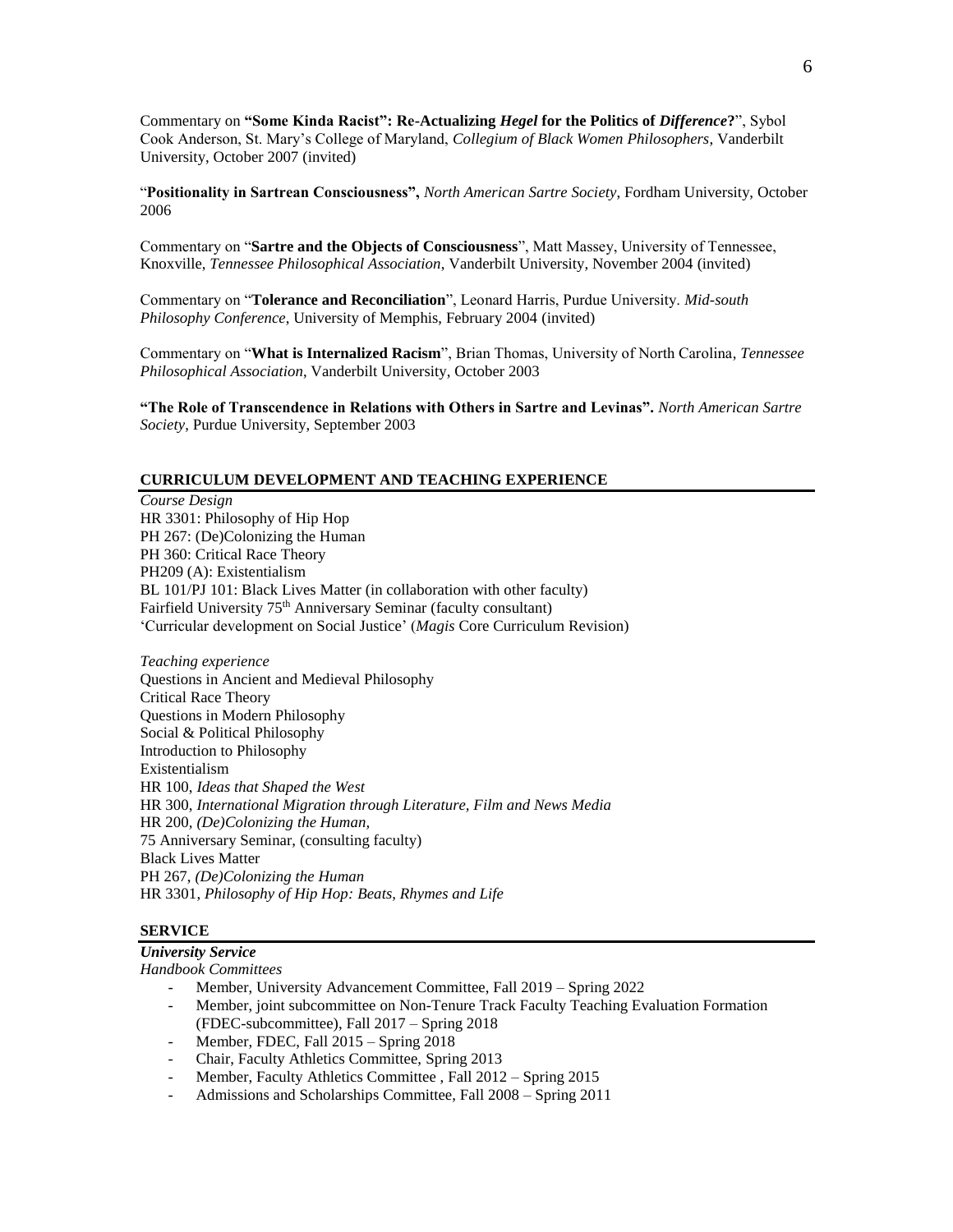Commentary on **"Some Kinda Racist": Re-Actualizing *Hegel* for the Politics of *Difference*?**", Sybol Cook Anderson, St. Mary's College of Maryland, *Collegium of Black Women Philosophers*, Vanderbilt University, October 2007 (invited)

"**Positionality in Sartrean Consciousness",** *North American Sartre Society*, Fordham University, October 2006

Commentary on "**Sartre and the Objects of Consciousness**", Matt Massey, University of Tennessee, Knoxville, *Tennessee Philosophical Association*, Vanderbilt University, November 2004 (invited)

Commentary on "**Tolerance and Reconciliation**", Leonard Harris, Purdue University. *Mid-south Philosophy Conference*, University of Memphis, February 2004 (invited)

Commentary on "**What is Internalized Racism**", Brian Thomas, University of North Carolina, *Tennessee Philosophical Association*, Vanderbilt University, October 2003

**"The Role of Transcendence in Relations with Others in Sartre and Levinas".** *North American Sartre Society*, Purdue University, September 2003

## CURRICULUM DEVELOPMENT AND TEACHING EXPERIENCE

*Course Design*
HR 3301: Philosophy of Hip Hop
PH 267: (De)Colonizing the Human
PH 360: Critical Race Theory
PH209 (A): Existentialism
BL 101/PJ 101: Black Lives Matter (in collaboration with other faculty)
Fairfield University 75th Anniversary Seminar (faculty consultant)
'Curricular development on Social Justice' (*Magis* Core Curriculum Revision)

*Teaching experience*
Questions in Ancient and Medieval Philosophy
Critical Race Theory
Questions in Modern Philosophy
Social & Political Philosophy
Introduction to Philosophy
Existentialism
HR 100, *Ideas that Shaped the West*
HR 300, *International Migration through Literature, Film and News Media*
HR 200, *(De)Colonizing the Human*,
75 Anniversary Seminar, (consulting faculty)
Black Lives Matter
PH 267, *(De)Colonizing the Human*
HR 3301, *Philosophy of Hip Hop: Beats, Rhymes and Life*

## SERVICE

***University Service***
*Handbook Committees*

- Member, University Advancement Committee, Fall 2019 – Spring 2022
- Member, joint subcommittee on Non-Tenure Track Faculty Teaching Evaluation Formation (FDEC-subcommittee), Fall 2017 – Spring 2018
- Member, FDEC, Fall 2015 – Spring 2018
- Chair, Faculty Athletics Committee, Spring 2013
- Member, Faculty Athletics Committee , Fall 2012 – Spring 2015
- Admissions and Scholarships Committee, Fall 2008 – Spring 2011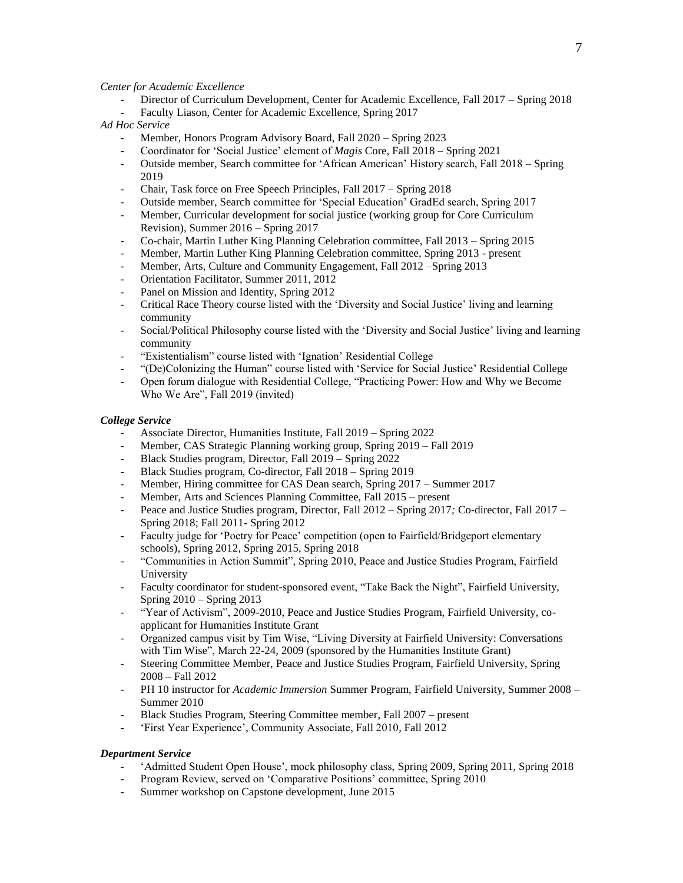*Center for Academic Excellence*

- Director of Curriculum Development, Center for Academic Excellence, Fall 2017 – Spring 2018
- Faculty Liason, Center for Academic Excellence, Spring 2017

*Ad Hoc Service*

- Member, Honors Program Advisory Board, Fall 2020 – Spring 2023
- Coordinator for 'Social Justice' element of *Magis* Core, Fall 2018 – Spring 2021
- Outside member, Search committee for 'African American' History search, Fall 2018 – Spring 2019
- Chair, Task force on Free Speech Principles, Fall 2017 – Spring 2018
- Outside member, Search committee for 'Special Education' GradEd search, Spring 2017
- Member, Curricular development for social justice (working group for Core Curriculum Revision), Summer 2016 – Spring 2017
- Co-chair, Martin Luther King Planning Celebration committee, Fall 2013 – Spring 2015
- Member, Martin Luther King Planning Celebration committee, Spring 2013 - present
- Member, Arts, Culture and Community Engagement, Fall 2012 –Spring 2013
- Orientation Facilitator, Summer 2011, 2012
- Panel on Mission and Identity, Spring 2012
- Critical Race Theory course listed with the 'Diversity and Social Justice' living and learning community
- Social/Political Philosophy course listed with the 'Diversity and Social Justice' living and learning community
- "Existentialism" course listed with 'Ignation' Residential College
- "(De)Colonizing the Human" course listed with 'Service for Social Justice' Residential College
- Open forum dialogue with Residential College, "Practicing Power: How and Why we Become Who We Are", Fall 2019 (invited)

***College Service***

- Associate Director, Humanities Institute, Fall 2019 – Spring 2022
- Member, CAS Strategic Planning working group, Spring 2019 – Fall 2019
- Black Studies program, Director, Fall 2019 – Spring 2022
- Black Studies program, Co-director, Fall 2018 – Spring 2019
- Member, Hiring committee for CAS Dean search, Spring 2017 – Summer 2017
- Member, Arts and Sciences Planning Committee, Fall 2015 – present
- Peace and Justice Studies program, Director, Fall 2012 – Spring 2017*;* Co-director, Fall 2017 – Spring 2018; Fall 2011- Spring 2012
- Faculty judge for 'Poetry for Peace' competition (open to Fairfield/Bridgeport elementary schools), Spring 2012, Spring 2015, Spring 2018
- "Communities in Action Summit", Spring 2010, Peace and Justice Studies Program, Fairfield University
- Faculty coordinator for student-sponsored event, "Take Back the Night", Fairfield University, Spring 2010 – Spring 2013
- "Year of Activism", 2009-2010, Peace and Justice Studies Program, Fairfield University, co-applicant for Humanities Institute Grant
- Organized campus visit by Tim Wise, "Living Diversity at Fairfield University: Conversations with Tim Wise", March 22-24, 2009 (sponsored by the Humanities Institute Grant)
- Steering Committee Member, Peace and Justice Studies Program, Fairfield University, Spring 2008 – Fall 2012
- PH 10 instructor for *Academic Immersion* Summer Program, Fairfield University, Summer 2008 – Summer 2010
- Black Studies Program, Steering Committee member, Fall 2007 – present
- 'First Year Experience', Community Associate, Fall 2010, Fall 2012

***Department Service***

- 'Admitted Student Open House', mock philosophy class, Spring 2009, Spring 2011, Spring 2018
- Program Review, served on 'Comparative Positions' committee, Spring 2010
- Summer workshop on Capstone development, June 2015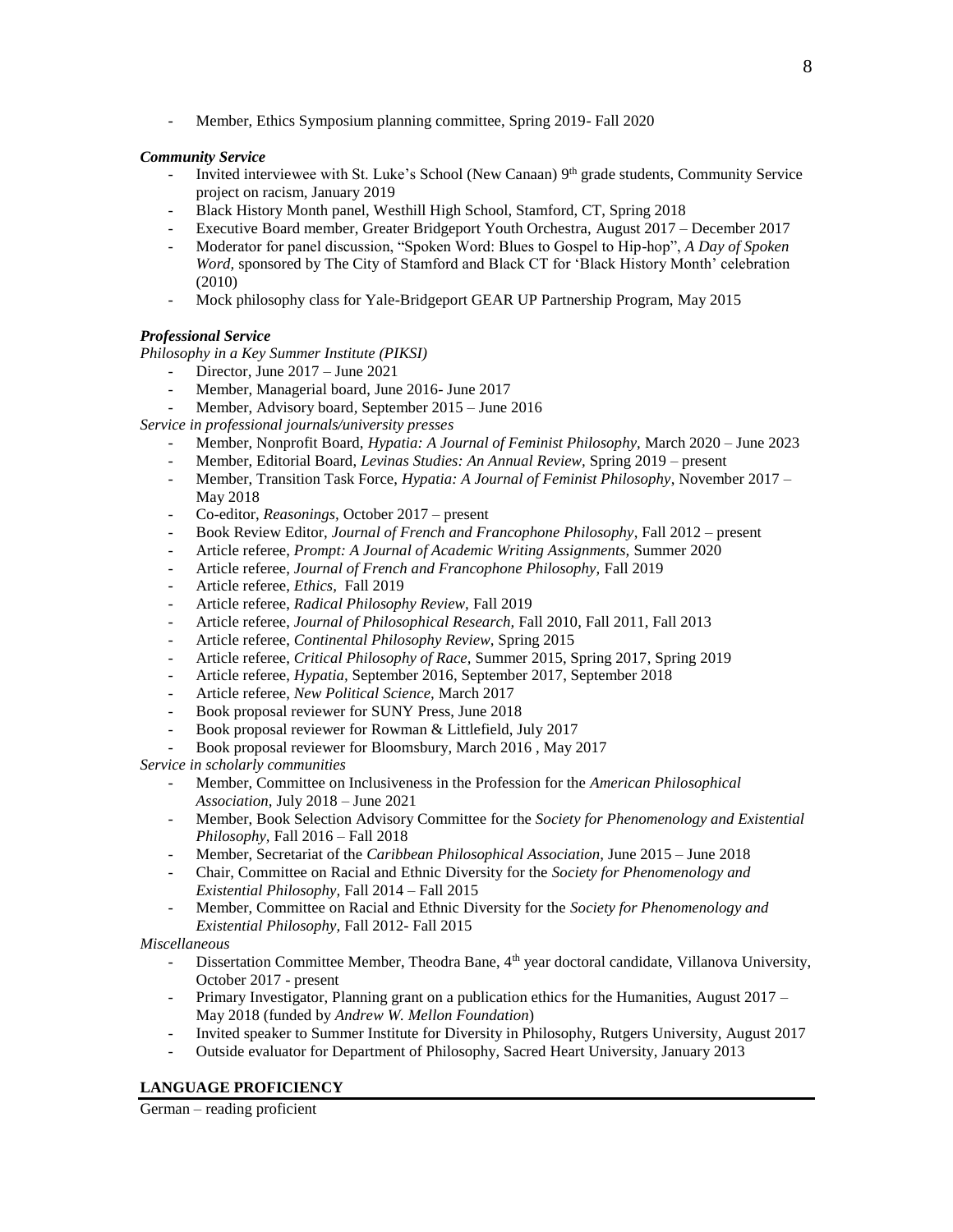- Member, Ethics Symposium planning committee, Spring 2019- Fall 2020

***Community Service***

- Invited interviewee with St. Luke's School (New Canaan) 9th grade students, Community Service project on racism, January 2019
- Black History Month panel, Westhill High School, Stamford, CT, Spring 2018
- Executive Board member, Greater Bridgeport Youth Orchestra, August 2017 – December 2017
- Moderator for panel discussion, "Spoken Word: Blues to Gospel to Hip-hop", *A Day of Spoken Word*, sponsored by The City of Stamford and Black CT for 'Black History Month' celebration (2010)
- Mock philosophy class for Yale-Bridgeport GEAR UP Partnership Program, May 2015

***Professional Service***

*Philosophy in a Key Summer Institute (PIKSI)*

- Director, June 2017 – June 2021
- Member, Managerial board, June 2016- June 2017
- Member, Advisory board, September 2015 – June 2016

*Service in professional journals/university presses*

- Member, Nonprofit Board, *Hypatia: A Journal of Feminist Philosophy,* March 2020 – June 2023
- Member, Editorial Board, *Levinas Studies: An Annual Review,* Spring 2019 – present
- Member, Transition Task Force, *Hypatia: A Journal of Feminist Philosophy*, November 2017 – May 2018
- Co-editor, *Reasonings,* October 2017 – present
- Book Review Editor, *Journal of French and Francophone Philosophy*, Fall 2012 – present
- Article referee, *Prompt: A Journal of Academic Writing Assignments,* Summer 2020
- Article referee, *Journal of French and Francophone Philosophy,* Fall 2019
- Article referee, *Ethics,* Fall 2019
- Article referee, *Radical Philosophy Review,* Fall 2019
- Article referee, *Journal of Philosophical Research,* Fall 2010, Fall 2011, Fall 2013
- Article referee, *Continental Philosophy Review,* Spring 2015
- Article referee, *Critical Philosophy of Race,* Summer 2015, Spring 2017, Spring 2019
- Article referee, *Hypatia*, September 2016, September 2017, September 2018
- Article referee, *New Political Science*, March 2017
- Book proposal reviewer for SUNY Press, June 2018
- Book proposal reviewer for Rowman & Littlefield, July 2017
- Book proposal reviewer for Bloomsbury, March 2016 , May 2017

*Service in scholarly communities*

- Member, Committee on Inclusiveness in the Profession for the *American Philosophical Association,* July 2018 – June 2021
- Member, Book Selection Advisory Committee for the *Society for Phenomenology and Existential Philosophy,* Fall 2016 – Fall 2018
- Member, Secretariat of the *Caribbean Philosophical Association,* June 2015 – June 2018
- Chair, Committee on Racial and Ethnic Diversity for the *Society for Phenomenology and Existential Philosophy,* Fall 2014 – Fall 2015
- Member, Committee on Racial and Ethnic Diversity for the *Society for Phenomenology and Existential Philosophy,* Fall 2012- Fall 2015

*Miscellaneous*

- Dissertation Committee Member, Theodra Bane, 4th year doctoral candidate, Villanova University, October 2017 - present
- Primary Investigator, Planning grant on a publication ethics for the Humanities, August 2017 – May 2018 (funded by *Andrew W. Mellon Foundation*)
- Invited speaker to Summer Institute for Diversity in Philosophy, Rutgers University, August 2017
- Outside evaluator for Department of Philosophy, Sacred Heart University, January 2013

## LANGUAGE PROFICIENCY

German – reading proficient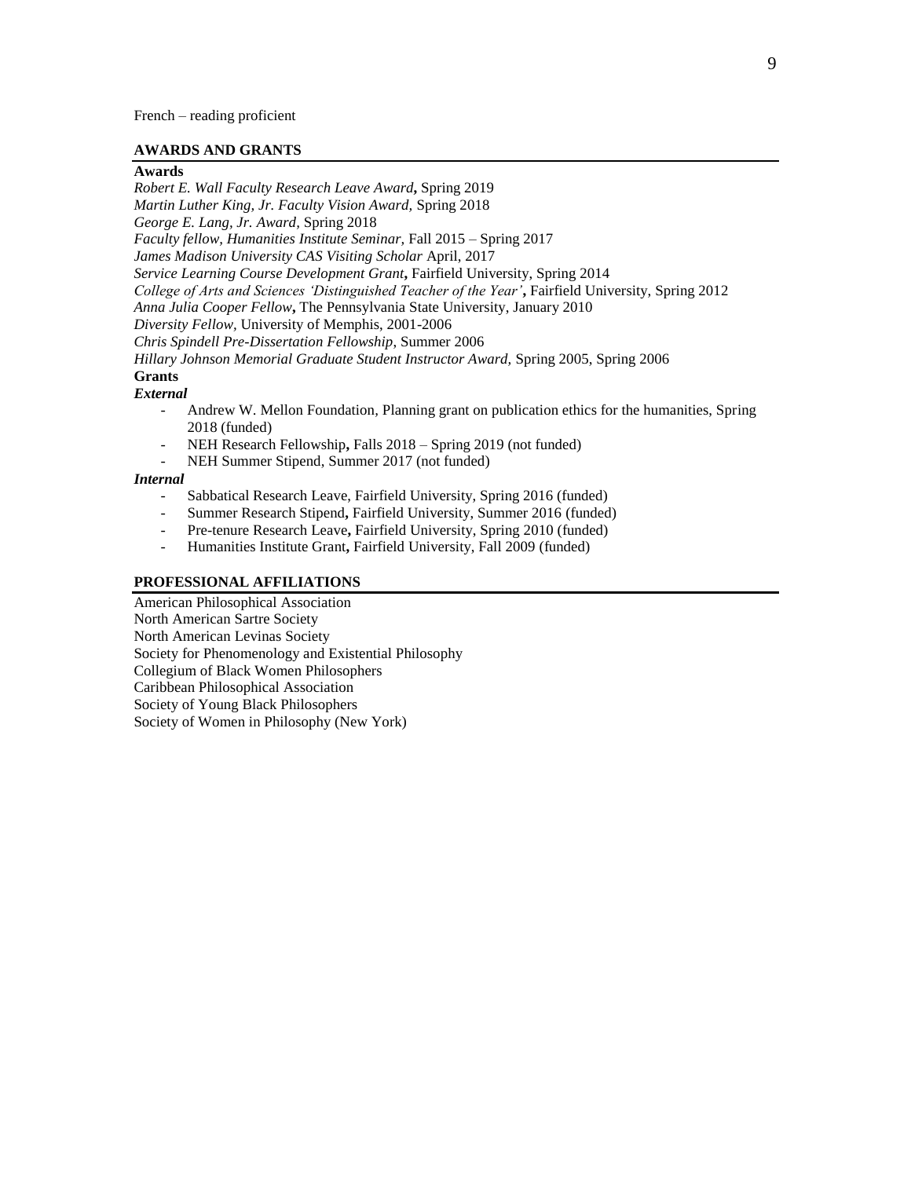French – reading proficient

## AWARDS AND GRANTS

### Awards

*Robert E. Wall Faculty Research Leave Award***,** Spring 2019
*Martin Luther King, Jr. Faculty Vision Award,* Spring 2018
*George E. Lang, Jr. Award,* Spring 2018
*Faculty fellow, Humanities Institute Seminar,* Fall 2015 – Spring 2017
*James Madison University CAS Visiting Scholar* April, 2017
*Service Learning Course Development Grant***,** Fairfield University, Spring 2014
*College of Arts and Sciences 'Distinguished Teacher of the Year'***,** Fairfield University, Spring 2012
*Anna Julia Cooper Fellow***,** The Pennsylvania State University, January 2010
*Diversity Fellow,* University of Memphis, 2001-2006
*Chris Spindell Pre-Dissertation Fellowship,* Summer 2006
*Hillary Johnson Memorial Graduate Student Instructor Award,* Spring 2005, Spring 2006

### Grants

***External***

- Andrew W. Mellon Foundation, Planning grant on publication ethics for the humanities, Spring 2018 (funded)
- NEH Research Fellowship**,** Falls 2018 – Spring 2019 (not funded)
- NEH Summer Stipend, Summer 2017 (not funded)

***Internal***

- Sabbatical Research Leave, Fairfield University, Spring 2016 (funded)
- Summer Research Stipend**,** Fairfield University, Summer 2016 (funded)
- Pre-tenure Research Leave**,** Fairfield University, Spring 2010 (funded)
- Humanities Institute Grant**,** Fairfield University, Fall 2009 (funded)

## PROFESSIONAL AFFILIATIONS

American Philosophical Association
North American Sartre Society
North American Levinas Society
Society for Phenomenology and Existential Philosophy
Collegium of Black Women Philosophers
Caribbean Philosophical Association
Society of Young Black Philosophers
Society of Women in Philosophy (New York)